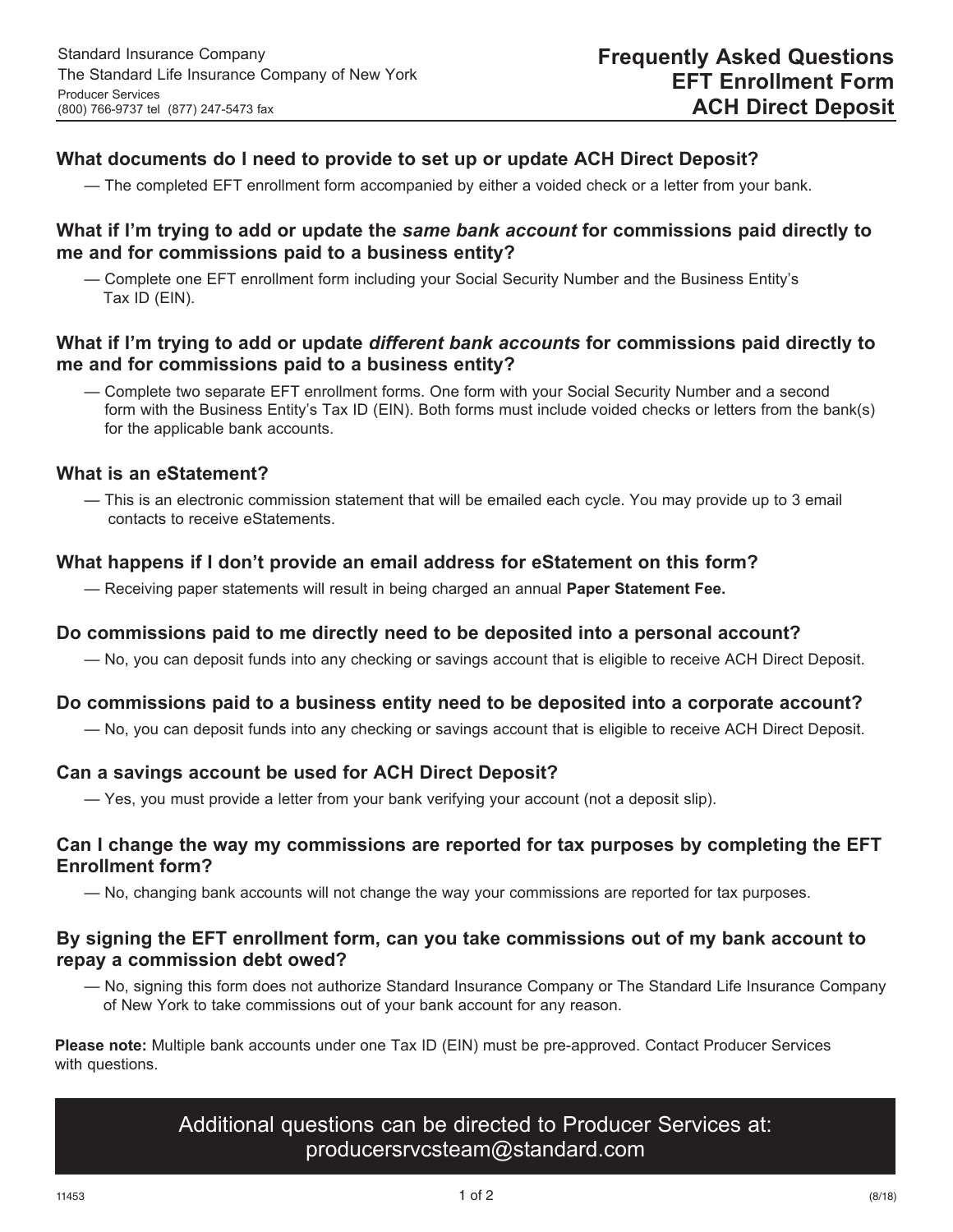Standard Insurance Company
The Standard Life Insurance Company of New York
Producer Services
(800) 766-9737 tel (877) 247-5473 fax

# Frequently Asked Questions
# EFT Enrollment Form
# ACH Direct Deposit

### What documents do I need to provide to set up or update ACH Direct Deposit?

— The completed EFT enrollment form accompanied by either a voided check or a letter from your bank.

### What if I'm trying to add or update the *same bank account* for commissions paid directly to me and for commissions paid to a business entity?

— Complete one EFT enrollment form including your Social Security Number and the Business Entity's Tax ID (EIN).

### What if I'm trying to add or update *different bank accounts* for commissions paid directly to me and for commissions paid to a business entity?

— Complete two separate EFT enrollment forms. One form with your Social Security Number and a second form with the Business Entity's Tax ID (EIN). Both forms must include voided checks or letters from the bank(s) for the applicable bank accounts.

### What is an eStatement?

— This is an electronic commission statement that will be emailed each cycle. You may provide up to 3 email contacts to receive eStatements.

### What happens if I don't provide an email address for eStatement on this form?

— Receiving paper statements will result in being charged an annual **Paper Statement Fee.**

### Do commissions paid to me directly need to be deposited into a personal account?

— No, you can deposit funds into any checking or savings account that is eligible to receive ACH Direct Deposit.

### Do commissions paid to a business entity need to be deposited into a corporate account?

— No, you can deposit funds into any checking or savings account that is eligible to receive ACH Direct Deposit.

### Can a savings account be used for ACH Direct Deposit?

— Yes, you must provide a letter from your bank verifying your account (not a deposit slip).

### Can I change the way my commissions are reported for tax purposes by completing the EFT Enrollment form?

— No, changing bank accounts will not change the way your commissions are reported for tax purposes.

### By signing the EFT enrollment form, can you take commissions out of my bank account to repay a commission debt owed?

— No, signing this form does not authorize Standard Insurance Company or The Standard Life Insurance Company of New York to take commissions out of your bank account for any reason.

**Please note:** Multiple bank accounts under one Tax ID (EIN) must be pre-approved. Contact Producer Services with questions.

Additional questions can be directed to Producer Services at:
producersrvcsteam@standard.com

11453 (8/18)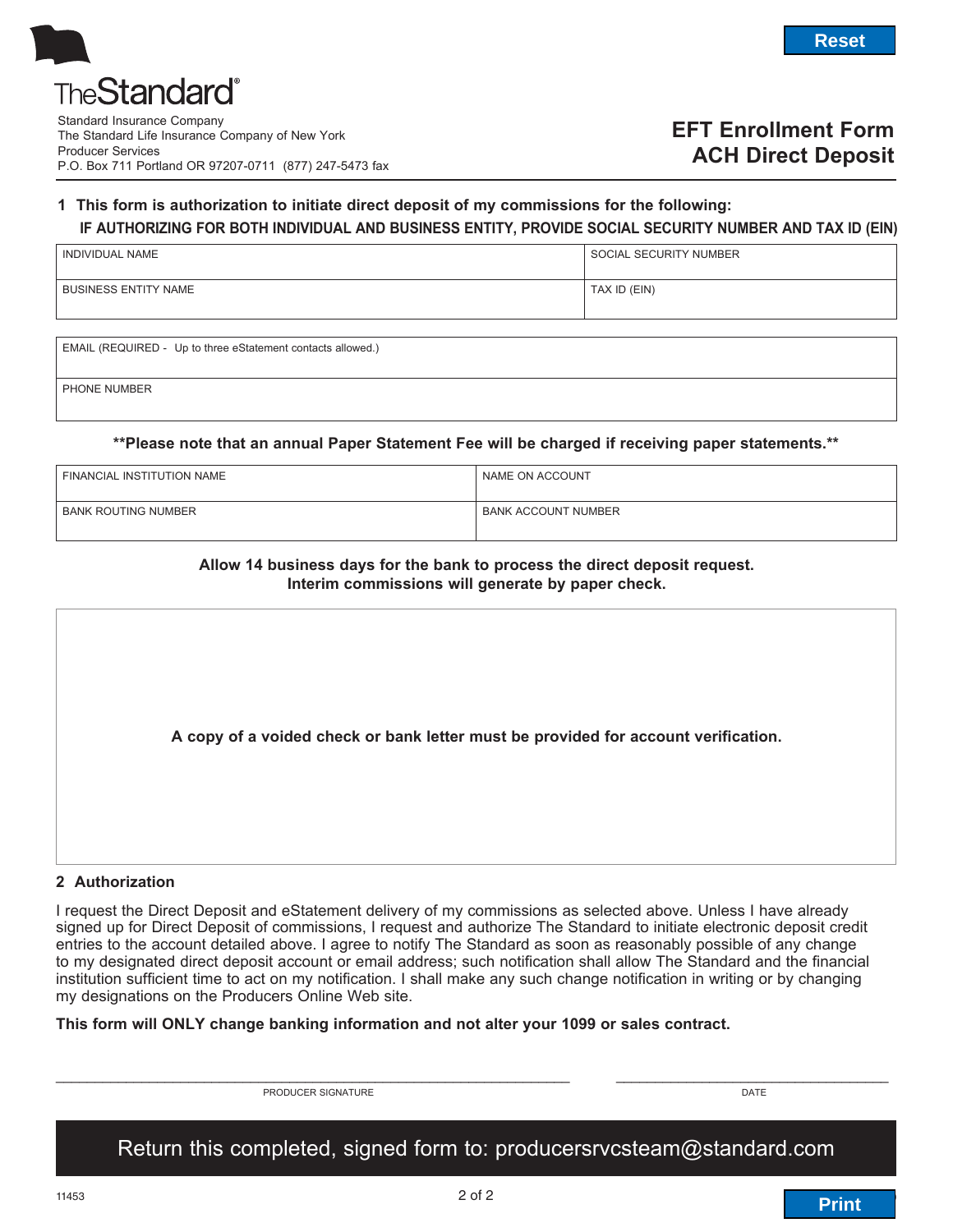Reset

The Standard®

Standard Insurance Company
The Standard Life Insurance Company of New York
Producer Services
P.O. Box 711 Portland OR 97207-0711 (877) 247-5473 fax

# EFT Enrollment Form
# ACH Direct Deposit

## 1 This form is authorization to initiate direct deposit of my commissions for the following:

**IF AUTHORIZING FOR BOTH INDIVIDUAL AND BUSINESS ENTITY, PROVIDE SOCIAL SECURITY NUMBER AND TAX ID (EIN)**

| | |
|---|---|
| INDIVIDUAL NAME | SOCIAL SECURITY NUMBER |
| BUSINESS ENTITY NAME | TAX ID (EIN) |

| |
|---|
| EMAIL (REQUIRED - Up to three eStatement contacts allowed.) |
| PHONE NUMBER |

**\*\*Please note that an annual Paper Statement Fee will be charged if receiving paper statements.\*\***

| | |
|---|---|
| FINANCIAL INSTITUTION NAME | NAME ON ACCOUNT |
| BANK ROUTING NUMBER | BANK ACCOUNT NUMBER |

**Allow 14 business days for the bank to process the direct deposit request.**
**Interim commissions will generate by paper check.**

**A copy of a voided check or bank letter must be provided for account verification.**

## 2 Authorization

I request the Direct Deposit and eStatement delivery of my commissions as selected above. Unless I have already signed up for Direct Deposit of commissions, I request and authorize The Standard to initiate electronic deposit credit entries to the account detailed above. I agree to notify The Standard as soon as reasonably possible of any change to my designated direct deposit account or email address; such notification shall allow The Standard and the financial institution sufficient time to act on my notification. I shall make any such change notification in writing or by changing my designations on the Producers Online Web site.

**This form will ONLY change banking information and not alter your 1099 or sales contract.**

_______________________________________________ PRODUCER SIGNATURE

_________________________ DATE

Return this completed, signed form to: producersrvcsteam@standard.com

11453

Print